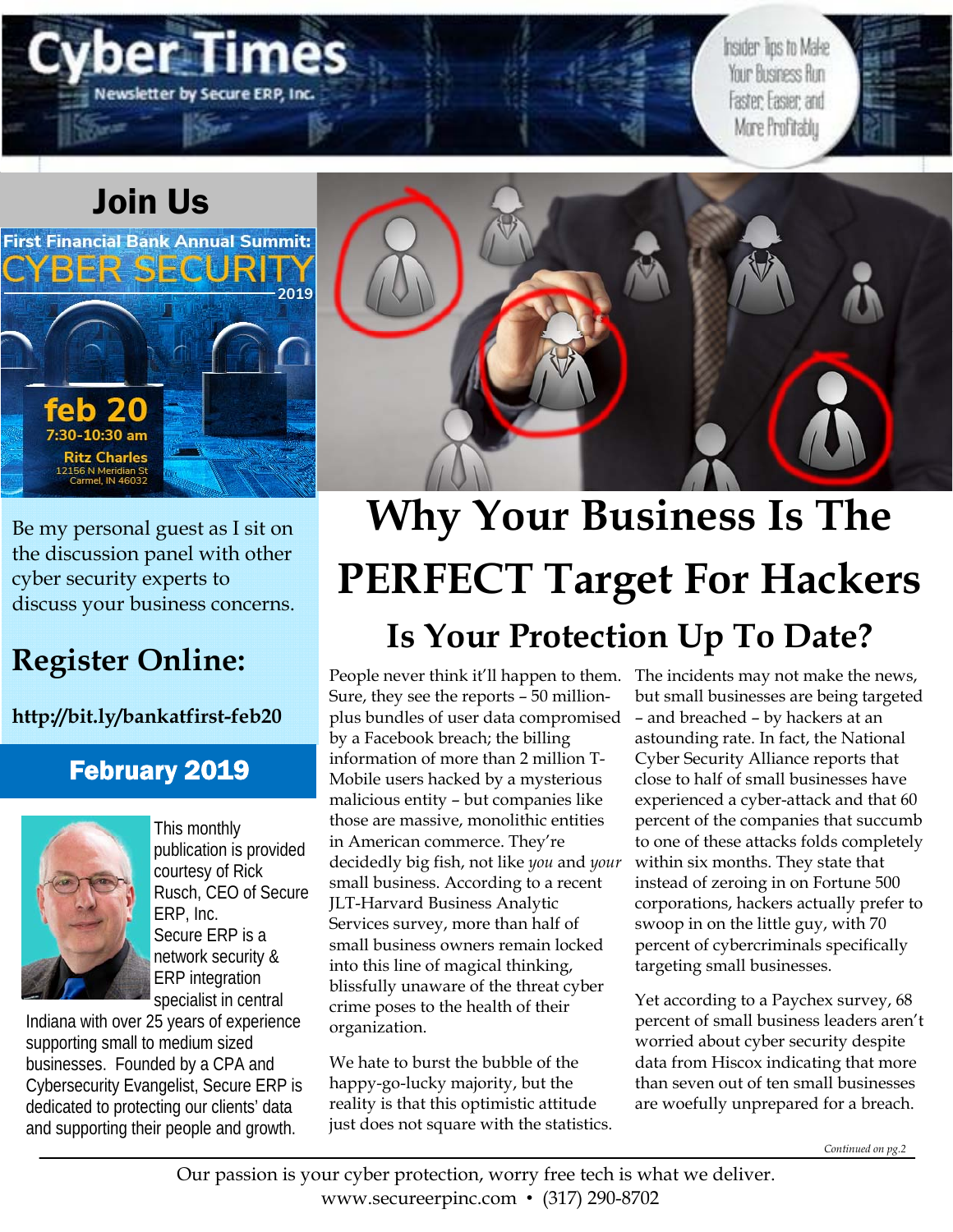# Cyber Times

Newsletter by Secure ERP, Inc.

Insider Tips to Make Your Business Run Faster, Easier, and More Profitably

## Join Us

**First Financial Bank Annual Summit: CYBER SECURITY 2019**

**feb 20**
**7:30-10:30 am**
**Ritz Charles**
12156 N Meridian St
Carmel, IN 46032

Be my personal guest as I sit on the discussion panel with other cyber security experts to discuss your business concerns.

## Register Online:

**http://bit.ly/bankatfirst-feb20**

### February 2019

This monthly publication is provided courtesy of Rick Rusch, CEO of Secure ERP, Inc. Secure ERP is a network security & ERP integration specialist in central Indiana with over 25 years of experience supporting small to medium sized businesses. Founded by a CPA and Cybersecurity Evangelist, Secure ERP is dedicated to protecting our clients' data and supporting their people and growth.

# Why Your Business Is The PERFECT Target For Hackers

## Is Your Protection Up To Date?

People never think it'll happen to them. Sure, they see the reports – 50 million-plus bundles of user data compromised by a Facebook breach; the billing information of more than 2 million T-Mobile users hacked by a mysterious malicious entity – but companies like those are massive, monolithic entities in American commerce. They're decidedly big fish, not like *you* and *your* small business. According to a recent JLT-Harvard Business Analytic Services survey, more than half of small business owners remain locked into this line of magical thinking, blissfully unaware of the threat cyber crime poses to the health of their organization.

We hate to burst the bubble of the happy-go-lucky majority, but the reality is that this optimistic attitude just does not square with the statistics. The incidents may not make the news, but small businesses are being targeted – and breached – by hackers at an astounding rate. In fact, the National Cyber Security Alliance reports that close to half of small businesses have experienced a cyber-attack and that 60 percent of the companies that succumb to one of these attacks folds completely within six months. They state that instead of zeroing in on Fortune 500 corporations, hackers actually prefer to swoop in on the little guy, with 70 percent of cybercriminals specifically targeting small businesses.

Yet according to a Paychex survey, 68 percent of small business leaders aren't worried about cyber security despite data from Hiscox indicating that more than seven out of ten small businesses are woefully unprepared for a breach.

*Continued on pg.2*

Our passion is your cyber protection, worry free tech is what we deliver.
www.secureerpinc.com • (317) 290-8702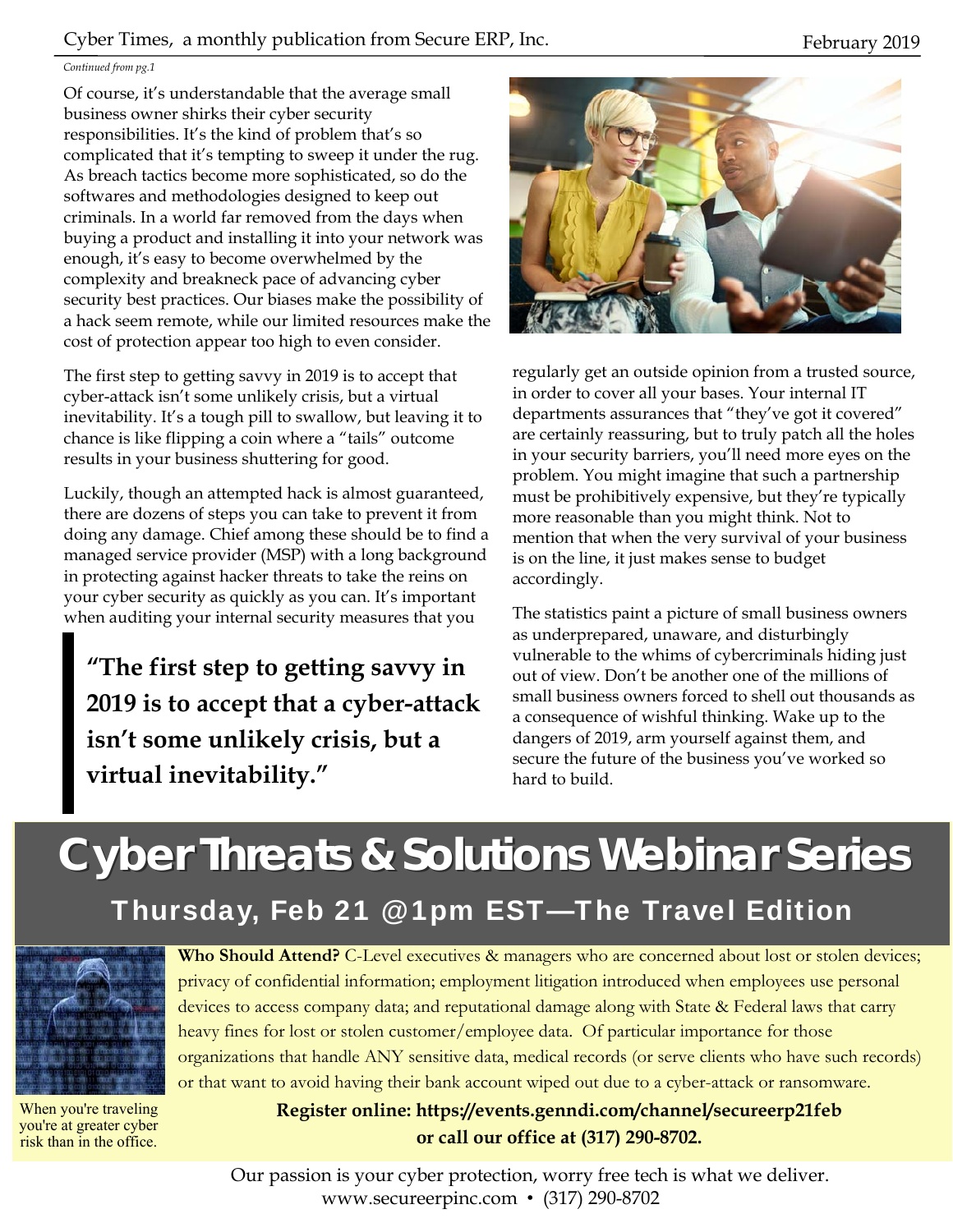*Continued from pg.1*

Of course, it's understandable that the average small business owner shirks their cyber security responsibilities. It's the kind of problem that's so complicated that it's tempting to sweep it under the rug. As breach tactics become more sophisticated, so do the softwares and methodologies designed to keep out criminals. In a world far removed from the days when buying a product and installing it into your network was enough, it's easy to become overwhelmed by the complexity and breakneck pace of advancing cyber security best practices. Our biases make the possibility of a hack seem remote, while our limited resources make the cost of protection appear too high to even consider.

The first step to getting savvy in 2019 is to accept that cyber-attack isn't some unlikely crisis, but a virtual inevitability. It's a tough pill to swallow, but leaving it to chance is like flipping a coin where a "tails" outcome results in your business shuttering for good.

Luckily, though an attempted hack is almost guaranteed, there are dozens of steps you can take to prevent it from doing any damage. Chief among these should be to find a managed service provider (MSP) with a long background in protecting against hacker threats to take the reins on your cyber security as quickly as you can. It's important when auditing your internal security measures that you regularly get an outside opinion from a trusted source, in order to cover all your bases. Your internal IT departments assurances that "they've got it covered" are certainly reassuring, but to truly patch all the holes in your security barriers, you'll need more eyes on the problem. You might imagine that such a partnership must be prohibitively expensive, but they're typically more reasonable than you might think. Not to mention that when the very survival of your business is on the line, it just makes sense to budget accordingly.

> **"The first step to getting savvy in 2019 is to accept that a cyber-attack isn't some unlikely crisis, but a virtual inevitability."**

The statistics paint a picture of small business owners as underprepared, unaware, and disturbingly vulnerable to the whims of cybercriminals hiding just out of view. Don't be another one of the millions of small business owners forced to shell out thousands as a consequence of wishful thinking. Wake up to the dangers of 2019, arm yourself against them, and secure the future of the business you've worked so hard to build.

# Cyber Threats & Solutions Webinar Series

## Thursday, Feb 21 @1pm EST—The Travel Edition

**Who Should Attend?** C-Level executives & managers who are concerned about lost or stolen devices; privacy of confidential information; employment litigation introduced when employees use personal devices to access company data; and reputational damage along with State & Federal laws that carry heavy fines for lost or stolen customer/employee data. Of particular importance for those organizations that handle ANY sensitive data, medical records (or serve clients who have such records) or that want to avoid having their bank account wiped out due to a cyber-attack or ransomware.

When you're traveling you're at greater cyber risk than in the office.

**Register online: https://events.genndi.com/channel/secureerp21feb or call our office at (317) 290-8702.**

Our passion is your cyber protection, worry free tech is what we deliver.
www.secureerpinc.com • (317) 290-8702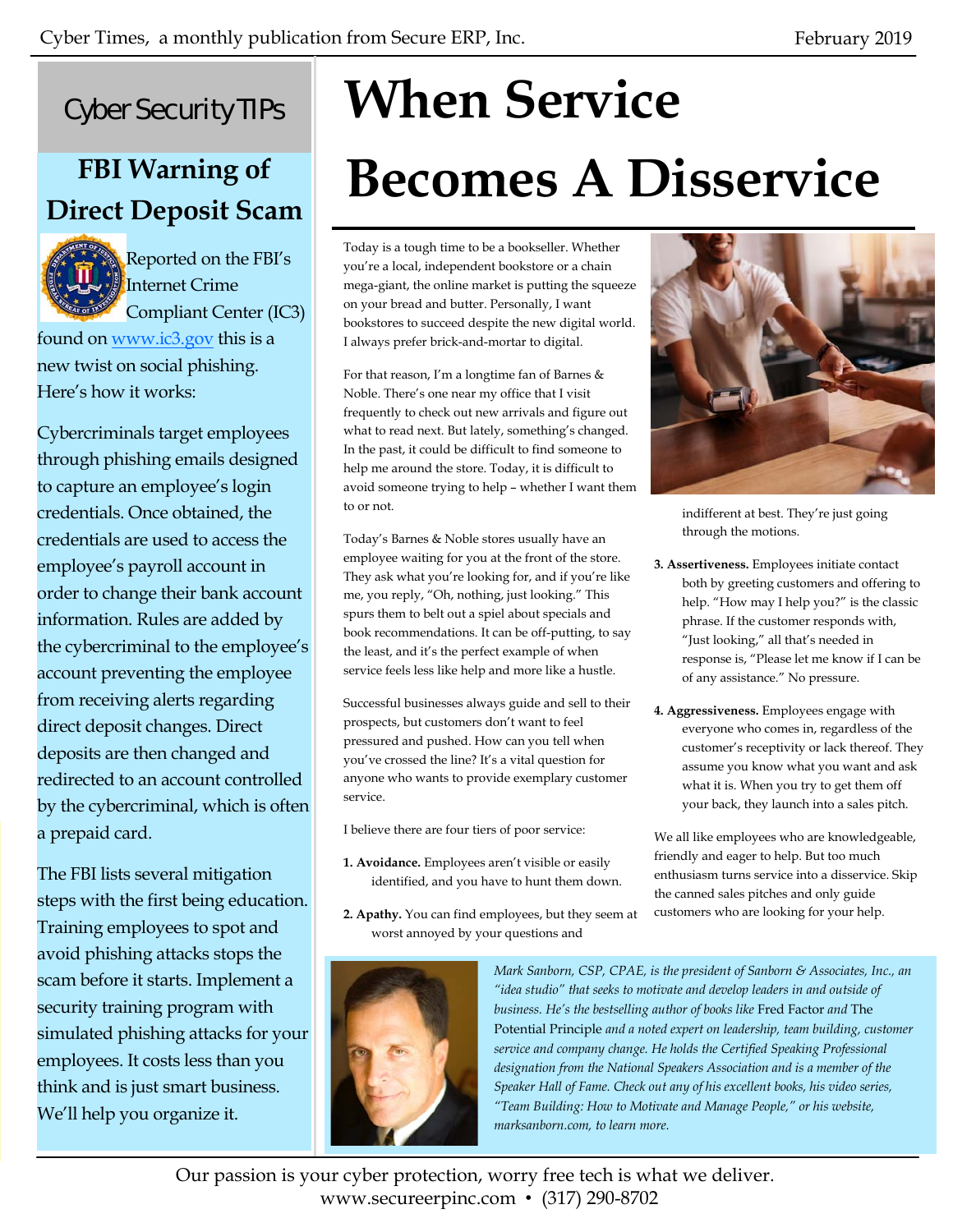## Cyber Security TIPs

### FBI Warning of Direct Deposit Scam

Reported on the FBI's Internet Crime Compliant Center (IC3) found on www.ic3.gov this is a new twist on social phishing. Here's how it works:

Cybercriminals target employees through phishing emails designed to capture an employee's login credentials. Once obtained, the credentials are used to access the employee's payroll account in order to change their bank account information. Rules are added by the cybercriminal to the employee's account preventing the employee from receiving alerts regarding direct deposit changes. Direct deposits are then changed and redirected to an account controlled by the cybercriminal, which is often a prepaid card.

The FBI lists several mitigation steps with the first being education. Training employees to spot and avoid phishing attacks stops the scam before it starts. Implement a security training program with simulated phishing attacks for your employees. It costs less than you think and is just smart business. We'll help you organize it.

# When Service Becomes A Disservice

Today is a tough time to be a bookseller. Whether you're a local, independent bookstore or a chain mega-giant, the online market is putting the squeeze on your bread and butter. Personally, I want bookstores to succeed despite the new digital world. I always prefer brick-and-mortar to digital.

For that reason, I'm a longtime fan of Barnes & Noble. There's one near my office that I visit frequently to check out new arrivals and figure out what to read next. But lately, something's changed. In the past, it could be difficult to find someone to help me around the store. Today, it is difficult to avoid someone trying to help – whether I want them to or not.

Today's Barnes & Noble stores usually have an employee waiting for you at the front of the store. They ask what you're looking for, and if you're like me, you reply, "Oh, nothing, just looking." This spurs them to belt out a spiel about specials and book recommendations. It can be off-putting, to say the least, and it's the perfect example of when service feels less like help and more like a hustle.

Successful businesses always guide and sell to their prospects, but customers don't want to feel pressured and pushed. How can you tell when you've crossed the line? It's a vital question for anyone who wants to provide exemplary customer service.

I believe there are four tiers of poor service:

1. **Avoidance.** Employees aren't visible or easily identified, and you have to hunt them down.
2. **Apathy.** You can find employees, but they seem at worst annoyed by your questions and indifferent at best. They're just going through the motions.
3. **Assertiveness.** Employees initiate contact both by greeting customers and offering to help. "How may I help you?" is the classic phrase. If the customer responds with, "Just looking," all that's needed in response is, "Please let me know if I can be of any assistance." No pressure.
4. **Aggressiveness.** Employees engage with everyone who comes in, regardless of the customer's receptivity or lack thereof. They assume you know what you want and ask what it is. When you try to get them off your back, they launch into a sales pitch.

We all like employees who are knowledgeable, friendly and eager to help. But too much enthusiasm turns service into a disservice. Skip the canned sales pitches and only guide customers who are looking for your help.

*Mark Sanborn, CSP, CPAE, is the president of Sanborn & Associates, Inc., an "idea studio" that seeks to motivate and develop leaders in and outside of business. He's the bestselling author of books like* Fred Factor *and* The Potential Principle *and a noted expert on leadership, team building, customer service and company change. He holds the Certified Speaking Professional designation from the National Speakers Association and is a member of the Speaker Hall of Fame. Check out any of his excellent books, his video series, "Team Building: How to Motivate and Manage People," or his website, marksanborn.com, to learn more.*

Our passion is your cyber protection, worry free tech is what we deliver.
www.secureerpinc.com • (317) 290-8702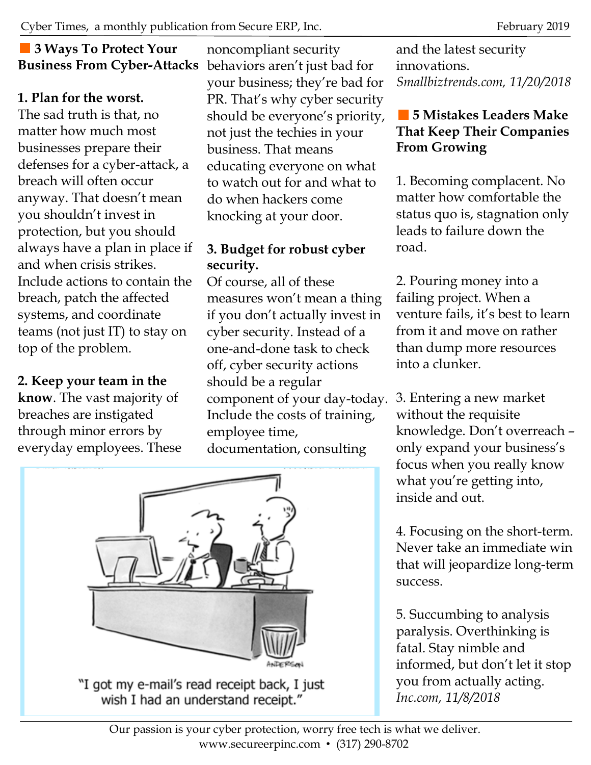## 3 Ways To Protect Your Business From Cyber-Attacks

**1. Plan for the worst.**
The sad truth is that, no matter how much most businesses prepare their defenses for a cyber-attack, a breach will often occur anyway. That doesn't mean you shouldn't invest in protection, but you should always have a plan in place if and when crisis strikes. Include actions to contain the breach, patch the affected systems, and coordinate teams (not just IT) to stay on top of the problem.

**2. Keep your team in the know**. The vast majority of breaches are instigated through minor errors by everyday employees. These noncompliant security behaviors aren't just bad for your business; they're bad for PR. That's why cyber security should be everyone's priority, not just the techies in your business. That means educating everyone on what to watch out for and what to do when hackers come knocking at your door.

**3. Budget for robust cyber security.**
Of course, all of these measures won't mean a thing if you don't actually invest in cyber security. Instead of a one-and-done task to check off, cyber security actions should be a regular component of your day-today. Include the costs of training, employee time, documentation, consulting and the latest security innovations.
*Smallbiztrends.com, 11/20/2018*

"I got my e-mail's read receipt back, I just wish I had an understand receipt."

## 5 Mistakes Leaders Make That Keep Their Companies From Growing

1. Becoming complacent. No matter how comfortable the status quo is, stagnation only leads to failure down the road.

2. Pouring money into a failing project. When a venture fails, it's best to learn from it and move on rather than dump more resources into a clunker.

3. Entering a new market without the requisite knowledge. Don't overreach – only expand your business's focus when you really know what you're getting into, inside and out.

4. Focusing on the short-term. Never take an immediate win that will jeopardize long-term success.

5. Succumbing to analysis paralysis. Overthinking is fatal. Stay nimble and informed, but don't let it stop you from actually acting.
*Inc.com, 11/8/2018*

Our passion is your cyber protection, worry free tech is what we deliver.
www.secureerpinc.com • (317) 290-8702